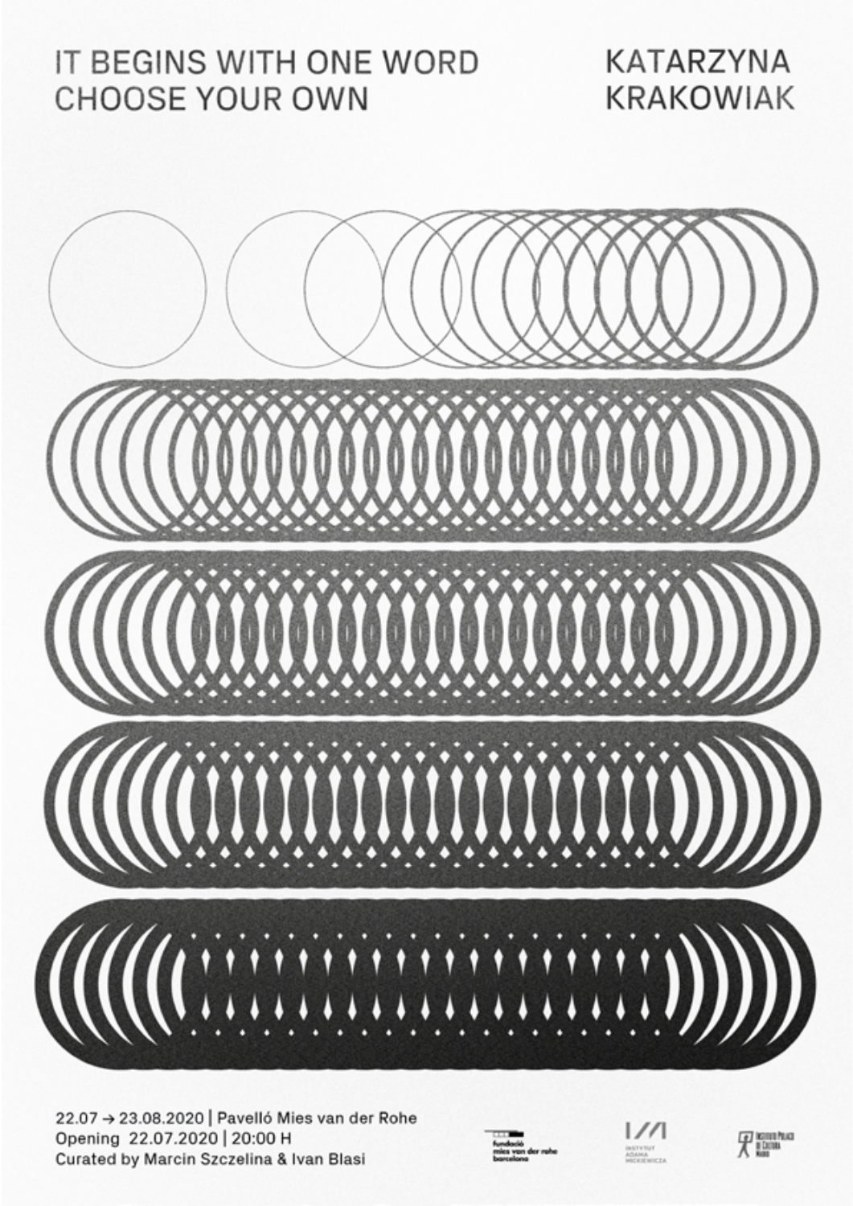# IT BEGINS WITH ONE WORD CHOOSE YOUR OWN

## KATARZYNA KRAKOWIAK

22.07 → 23.08.2020 | Pavelló Mies van der Rohe
Opening 22.07.2020 | 20:00 H
Curated by Marcin Szczelina & Ivan Blasi

fundació mies van der rohe barcelona

INSTYTUT ADAMA MICKIEWICZA

INSTITUTO POLACO DE CULTURA MADRID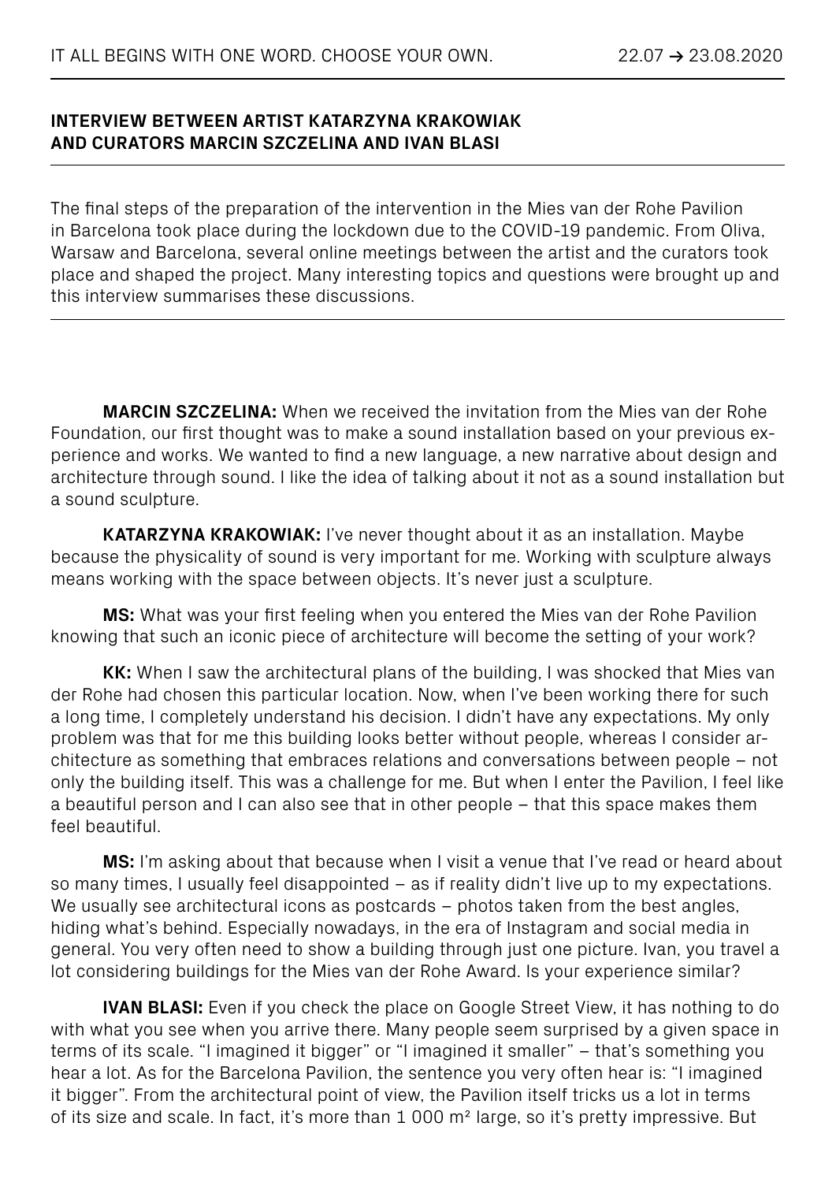## INTERVIEW BETWEEN ARTIST KATARZYNA KRAKOWIAK AND CURATORS MARCIN SZCZELINA AND IVAN BLASI

The final steps of the preparation of the intervention in the Mies van der Rohe Pavilion in Barcelona took place during the lockdown due to the COVID-19 pandemic. From Oliva, Warsaw and Barcelona, several online meetings between the artist and the curators took place and shaped the project. Many interesting topics and questions were brought up and this interview summarises these discussions.

---

**MARCIN SZCZELINA:** When we received the invitation from the Mies van der Rohe Foundation, our first thought was to make a sound installation based on your previous experience and works. We wanted to find a new language, a new narrative about design and architecture through sound. I like the idea of talking about it not as a sound installation but a sound sculpture.

**KATARZYNA KRAKOWIAK:** I've never thought about it as an installation. Maybe because the physicality of sound is very important for me. Working with sculpture always means working with the space between objects. It's never just a sculpture.

**MS:** What was your first feeling when you entered the Mies van der Rohe Pavilion knowing that such an iconic piece of architecture will become the setting of your work?

**KK:** When I saw the architectural plans of the building, I was shocked that Mies van der Rohe had chosen this particular location. Now, when I've been working there for such a long time, I completely understand his decision. I didn't have any expectations. My only problem was that for me this building looks better without people, whereas I consider architecture as something that embraces relations and conversations between people – not only the building itself. This was a challenge for me. But when I enter the Pavilion, I feel like a beautiful person and I can also see that in other people – that this space makes them feel beautiful.

**MS:** I'm asking about that because when I visit a venue that I've read or heard about so many times, I usually feel disappointed – as if reality didn't live up to my expectations. We usually see architectural icons as postcards – photos taken from the best angles, hiding what's behind. Especially nowadays, in the era of Instagram and social media in general. You very often need to show a building through just one picture. Ivan, you travel a lot considering buildings for the Mies van der Rohe Award. Is your experience similar?

**IVAN BLASI:** Even if you check the place on Google Street View, it has nothing to do with what you see when you arrive there. Many people seem surprised by a given space in terms of its scale. "I imagined it bigger" or "I imagined it smaller" – that's something you hear a lot. As for the Barcelona Pavilion, the sentence you very often hear is: "I imagined it bigger". From the architectural point of view, the Pavilion itself tricks us a lot in terms of its size and scale. In fact, it's more than 1 000 m² large, so it's pretty impressive. But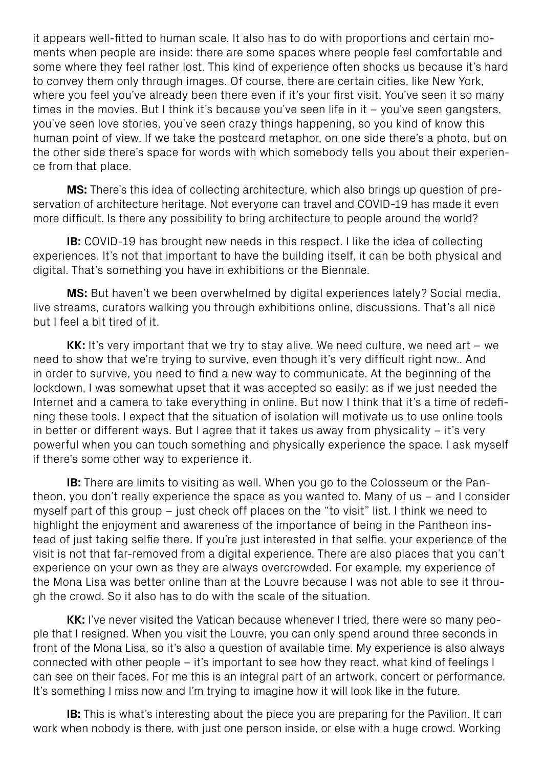it appears well-fitted to human scale. It also has to do with proportions and certain moments when people are inside: there are some spaces where people feel comfortable and some where they feel rather lost. This kind of experience often shocks us because it's hard to convey them only through images. Of course, there are certain cities, like New York, where you feel you've already been there even if it's your first visit. You've seen it so many times in the movies. But I think it's because you've seen life in it – you've seen gangsters, you've seen love stories, you've seen crazy things happening, so you kind of know this human point of view. If we take the postcard metaphor, on one side there's a photo, but on the other side there's space for words with which somebody tells you about their experience from that place.

**MS:** There's this idea of collecting architecture, which also brings up question of preservation of architecture heritage. Not everyone can travel and COVID-19 has made it even more difficult. Is there any possibility to bring architecture to people around the world?

**IB:** COVID-19 has brought new needs in this respect. I like the idea of collecting experiences. It's not that important to have the building itself, it can be both physical and digital. That's something you have in exhibitions or the Biennale.

**MS:** But haven't we been overwhelmed by digital experiences lately? Social media, live streams, curators walking you through exhibitions online, discussions. That's all nice but I feel a bit tired of it.

**KK:** It's very important that we try to stay alive. We need culture, we need art – we need to show that we're trying to survive, even though it's very difficult right now.. And in order to survive, you need to find a new way to communicate. At the beginning of the lockdown, I was somewhat upset that it was accepted so easily: as if we just needed the Internet and a camera to take everything in online. But now I think that it's a time of redefining these tools. I expect that the situation of isolation will motivate us to use online tools in better or different ways. But I agree that it takes us away from physicality – it's very powerful when you can touch something and physically experience the space. I ask myself if there's some other way to experience it.

**IB:** There are limits to visiting as well. When you go to the Colosseum or the Pantheon, you don't really experience the space as you wanted to. Many of us – and I consider myself part of this group – just check off places on the "to visit" list. I think we need to highlight the enjoyment and awareness of the importance of being in the Pantheon instead of just taking selfie there. If you're just interested in that selfie, your experience of the visit is not that far-removed from a digital experience. There are also places that you can't experience on your own as they are always overcrowded. For example, my experience of the Mona Lisa was better online than at the Louvre because I was not able to see it through the crowd. So it also has to do with the scale of the situation.

**KK:** I've never visited the Vatican because whenever I tried, there were so many people that I resigned. When you visit the Louvre, you can only spend around three seconds in front of the Mona Lisa, so it's also a question of available time. My experience is also always connected with other people – it's important to see how they react, what kind of feelings I can see on their faces. For me this is an integral part of an artwork, concert or performance. It's something I miss now and I'm trying to imagine how it will look like in the future.

**IB:** This is what's interesting about the piece you are preparing for the Pavilion. It can work when nobody is there, with just one person inside, or else with a huge crowd. Working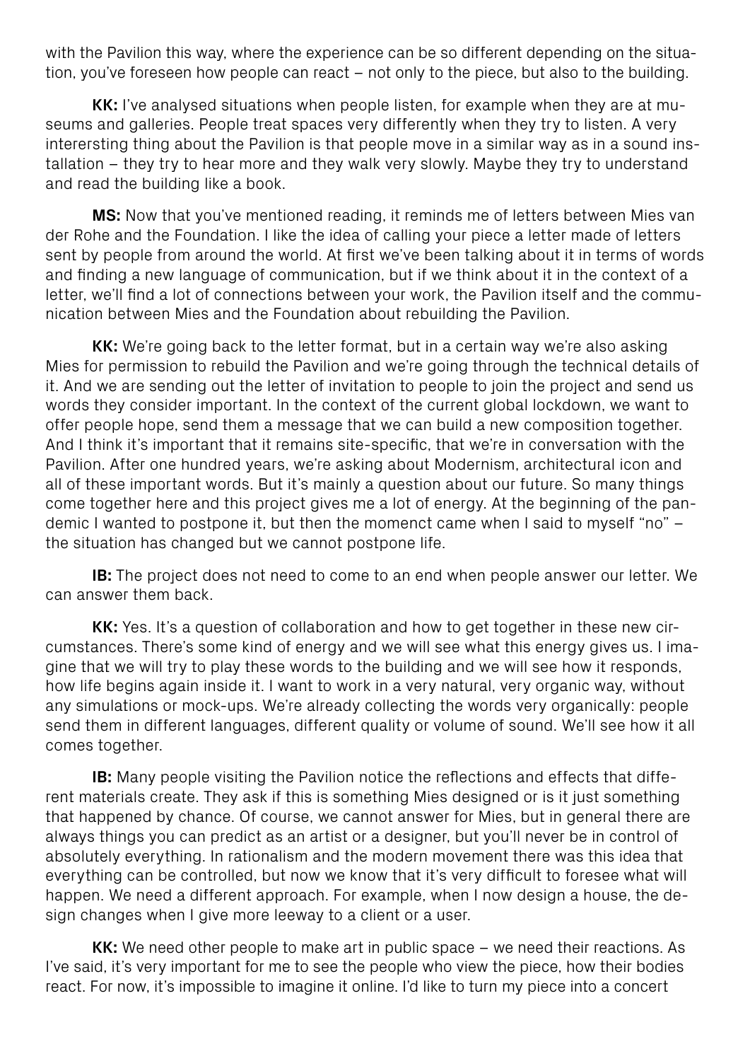with the Pavilion this way, where the experience can be so different depending on the situation, you've foreseen how people can react – not only to the piece, but also to the building.

**KK:** I've analysed situations when people listen, for example when they are at museums and galleries. People treat spaces very differently when they try to listen. A very interersting thing about the Pavilion is that people move in a similar way as in a sound installation – they try to hear more and they walk very slowly. Maybe they try to understand and read the building like a book.

**MS:** Now that you've mentioned reading, it reminds me of letters between Mies van der Rohe and the Foundation. I like the idea of calling your piece a letter made of letters sent by people from around the world. At first we've been talking about it in terms of words and finding a new language of communication, but if we think about it in the context of a letter, we'll find a lot of connections between your work, the Pavilion itself and the communication between Mies and the Foundation about rebuilding the Pavilion.

**KK:** We're going back to the letter format, but in a certain way we're also asking Mies for permission to rebuild the Pavilion and we're going through the technical details of it. And we are sending out the letter of invitation to people to join the project and send us words they consider important. In the context of the current global lockdown, we want to offer people hope, send them a message that we can build a new composition together. And I think it's important that it remains site-specific, that we're in conversation with the Pavilion. After one hundred years, we're asking about Modernism, architectural icon and all of these important words. But it's mainly a question about our future. So many things come together here and this project gives me a lot of energy. At the beginning of the pandemic I wanted to postpone it, but then the momenct came when I said to myself "no" – the situation has changed but we cannot postpone life.

**IB:** The project does not need to come to an end when people answer our letter. We can answer them back.

**KK:** Yes. It's a question of collaboration and how to get together in these new circumstances. There's some kind of energy and we will see what this energy gives us. I imagine that we will try to play these words to the building and we will see how it responds, how life begins again inside it. I want to work in a very natural, very organic way, without any simulations or mock-ups. We're already collecting the words very organically: people send them in different languages, different quality or volume of sound. We'll see how it all comes together.

**IB:** Many people visiting the Pavilion notice the reflections and effects that different materials create. They ask if this is something Mies designed or is it just something that happened by chance. Of course, we cannot answer for Mies, but in general there are always things you can predict as an artist or a designer, but you'll never be in control of absolutely everything. In rationalism and the modern movement there was this idea that everything can be controlled, but now we know that it's very difficult to foresee what will happen. We need a different approach. For example, when I now design a house, the design changes when I give more leeway to a client or a user.

**KK:** We need other people to make art in public space – we need their reactions. As I've said, it's very important for me to see the people who view the piece, how their bodies react. For now, it's impossible to imagine it online. I'd like to turn my piece into a concert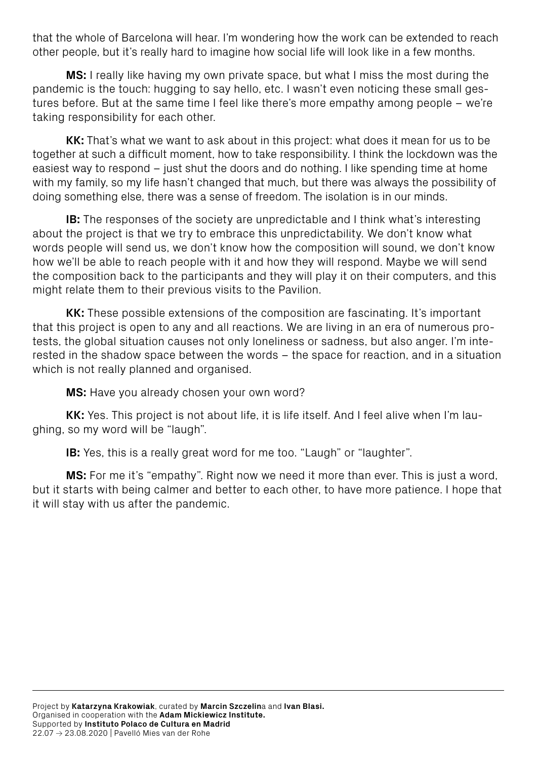that the whole of Barcelona will hear. I'm wondering how the work can be extended to reach other people, but it's really hard to imagine how social life will look like in a few months.

**MS:** I really like having my own private space, but what I miss the most during the pandemic is the touch: hugging to say hello, etc. I wasn't even noticing these small gestures before. But at the same time I feel like there's more empathy among people – we're taking responsibility for each other.

**KK:** That's what we want to ask about in this project: what does it mean for us to be together at such a difficult moment, how to take responsibility. I think the lockdown was the easiest way to respond – just shut the doors and do nothing. I like spending time at home with my family, so my life hasn't changed that much, but there was always the possibility of doing something else, there was a sense of freedom. The isolation is in our minds.

**IB:** The responses of the society are unpredictable and I think what's interesting about the project is that we try to embrace this unpredictability. We don't know what words people will send us, we don't know how the composition will sound, we don't know how we'll be able to reach people with it and how they will respond. Maybe we will send the composition back to the participants and they will play it on their computers, and this might relate them to their previous visits to the Pavilion.

**KK:** These possible extensions of the composition are fascinating. It's important that this project is open to any and all reactions. We are living in an era of numerous protests, the global situation causes not only loneliness or sadness, but also anger. I'm interested in the shadow space between the words – the space for reaction, and in a situation which is not really planned and organised.

**MS:** Have you already chosen your own word?

**KK:** Yes. This project is not about life, it is life itself. And I feel alive when I'm laughing, so my word will be "laugh".

**IB:** Yes, this is a really great word for me too. "Laugh" or "laughter".

**MS:** For me it's "empathy". Right now we need it more than ever. This is just a word, but it starts with being calmer and better to each other, to have more patience. I hope that it will stay with us after the pandemic.

---

Project by **Katarzyna Krakowiak**, curated by **Marcin Szczelin**a and **Ivan Blasi.**
Organised in cooperation with the **Adam Mickiewicz Institute.**
Supported by **Instituto Polaco de Cultura en Madrid**
22.07 → 23.08.2020 | Pavelló Mies van der Rohe